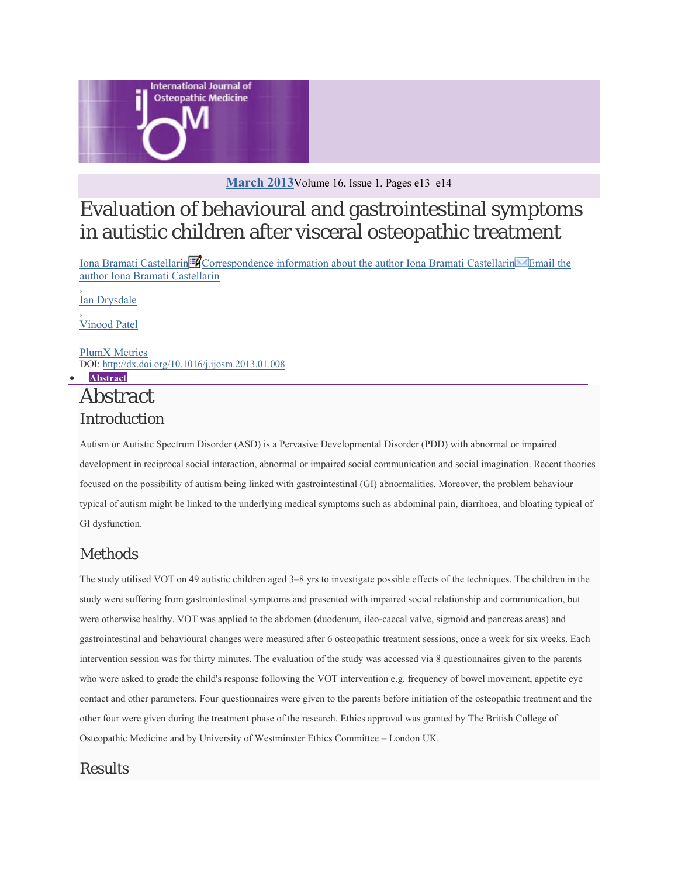# Evaluation of behavioural and gastrointestinal symptoms in autistic children after visceral osteopathic treatment

Iona Bramati Castellarin, Ian Drysdale, Vinood Patel

DOI: http://dx.doi.org/10.1016/j.ijosm.2013.01.008

## Abstract

### Introduction

Autism or Autistic Spectrum Disorder (ASD) is a Pervasive Developmental Disorder (PDD) with abnormal or impaired development in reciprocal social interaction, abnormal or impaired social communication and social imagination. Recent theories focused on the possibility of autism being linked with gastrointestinal (GI) abnormalities. Moreover, the problem behaviour typical of autism might be linked to the underlying medical symptoms such as abdominal pain, diarrhoea, and bloating typical of GI dysfunction.

### Methods

The study utilised VOT on 49 autistic children aged 3–8 yrs to investigate possible effects of the techniques. The children in the study were suffering from gastrointestinal symptoms and presented with impaired social relationship and communication, but were otherwise healthy. VOT was applied to the abdomen (duodenum, ileo-caecal valve, sigmoid and pancreas areas) and gastrointestinal and behavioural changes were measured after 6 osteopathic treatment sessions, once a week for six weeks. Each intervention session was for thirty minutes. The evaluation of the study was accessed via 8 questionnaires given to the parents who were asked to grade the child's response following the VOT intervention e.g. frequency of bowel movement, appetite eye contact and other parameters. Four questionnaires were given to the parents before initiation of the osteopathic treatment and the other four were given during the treatment phase of the research. Ethics approval was granted by The British College of Osteopathic Medicine and by University of Westminster Ethics Committee – London UK.

### Results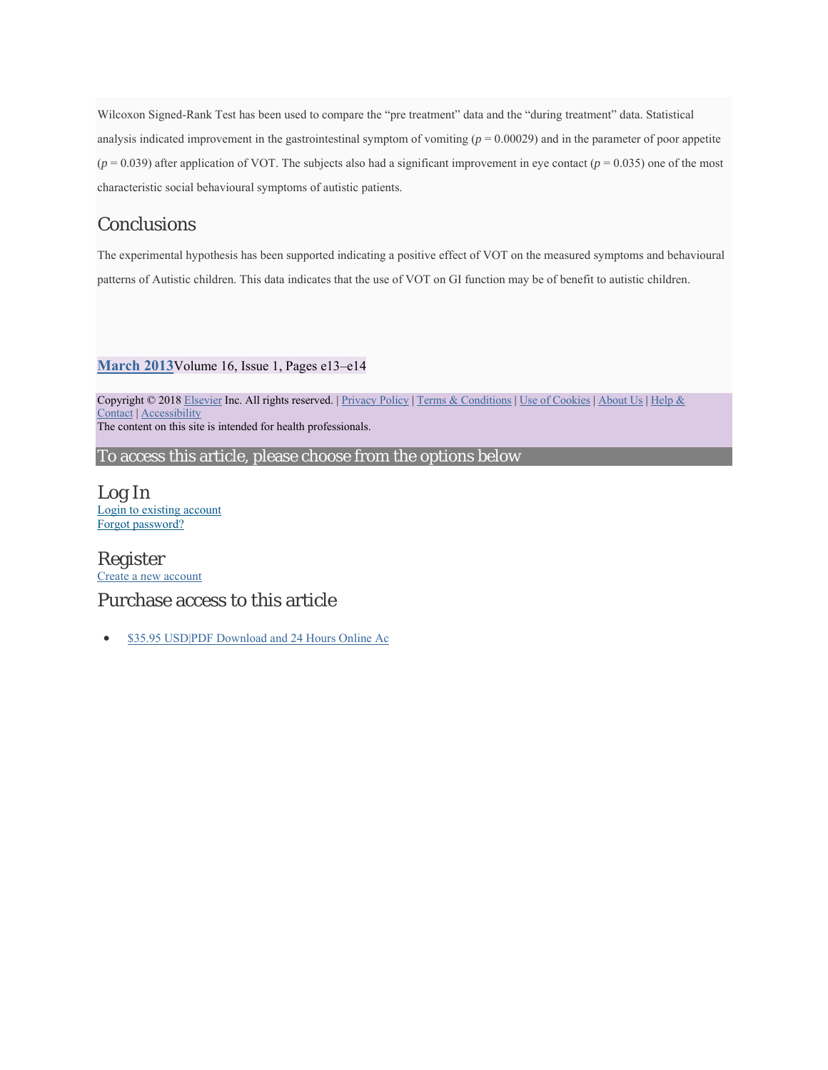Wilcoxon Signed-Rank Test has been used to compare the "pre treatment" data and the "during treatment" data. Statistical analysis indicated improvement in the gastrointestinal symptom of vomiting ($p = 0.00029$) and in the parameter of poor appetite ($p = 0.039$) after application of VOT. The subjects also had a significant improvement in eye contact ($p = 0.035$) one of the most characteristic social behavioural symptoms of autistic patients.

## Conclusions

The experimental hypothesis has been supported indicating a positive effect of VOT on the measured symptoms and behavioural patterns of Autistic children. This data indicates that the use of VOT on GI function may be of benefit to autistic children.

**March 2013** Volume 16, Issue 1, Pages e13–e14

Copyright © 2018 Elsevier Inc. All rights reserved. | Privacy Policy | Terms & Conditions | Use of Cookies | About Us | Help & Contact | Accessibility
The content on this site is intended for health professionals.

To access this article, please choose from the options below

## Log In

Login to existing account
Forgot password?

## Register

Create a new account

## Purchase access to this article

- $35.95 USD|PDF Download and 24 Hours Online Ac